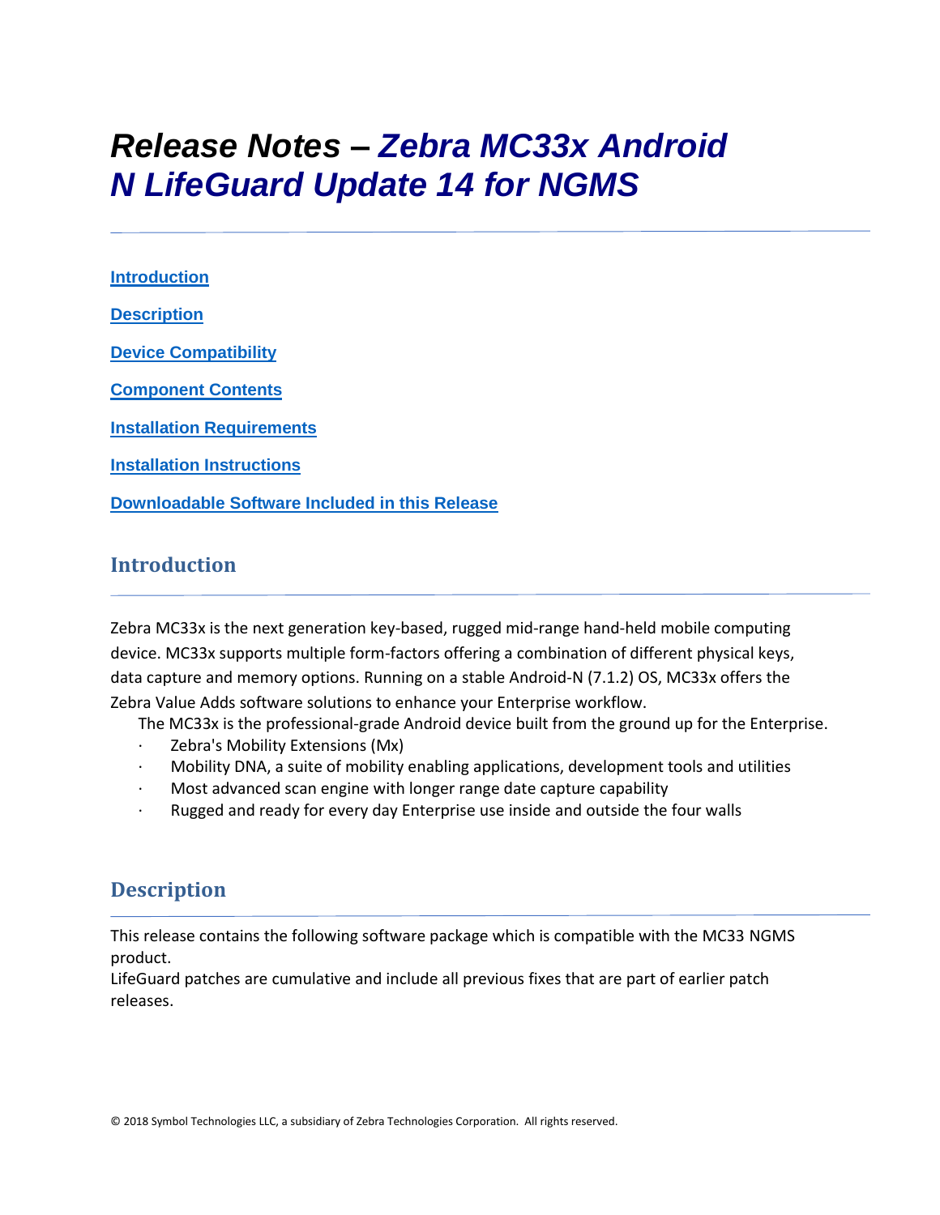# Release Notes – Zebra MC33x Android N LifeGuard Update 14 for NGMS

[Introduction](#introduction)

[Description](#description)

[Device Compatibility](#device-compatibility)

[Component Contents](#component-contents)

[Installation Requirements](#installation-requirements)

[Installation Instructions](#installation-instructions)

[Downloadable Software Included in this Release](#downloadable-software-included-in-this-release)

## Introduction

Zebra MC33x is the next generation key-based, rugged mid-range hand-held mobile computing device. MC33x supports multiple form-factors offering a combination of different physical keys, data capture and memory options. Running on a stable Android-N (7.1.2) OS, MC33x offers the Zebra Value Adds software solutions to enhance your Enterprise workflow.

The MC33x is the professional-grade Android device built from the ground up for the Enterprise.

- Zebra's Mobility Extensions (Mx)
- Mobility DNA, a suite of mobility enabling applications, development tools and utilities
- Most advanced scan engine with longer range date capture capability
- Rugged and ready for every day Enterprise use inside and outside the four walls

## Description

This release contains the following software package which is compatible with the MC33 NGMS product.

LifeGuard patches are cumulative and include all previous fixes that are part of earlier patch releases.

© 2018 Symbol Technologies LLC, a subsidiary of Zebra Technologies Corporation. All rights reserved.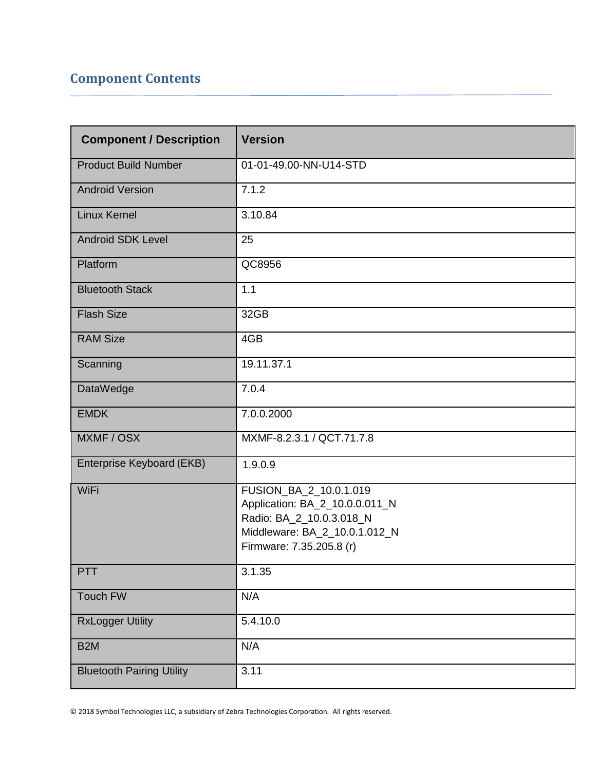## Component Contents

| Component / Description | Version |
| --- | --- |
| Product Build Number | 01-01-49.00-NN-U14-STD |
| Android Version | 7.1.2 |
| Linux Kernel | 3.10.84 |
| Android SDK Level | 25 |
| Platform | QC8956 |
| Bluetooth Stack | 1.1 |
| Flash Size | 32GB |
| RAM Size | 4GB |
| Scanning | 19.11.37.1 |
| DataWedge | 7.0.4 |
| EMDK | 7.0.0.2000 |
| MXMF / OSX | MXMF-8.2.3.1 / QCT.71.7.8 |
| Enterprise Keyboard (EKB) | 1.9.0.9 |
| WiFi | FUSION_BA_2_10.0.1.019<br>Application: BA_2_10.0.0.011_N<br>Radio: BA_2_10.0.3.018_N<br>Middleware: BA_2_10.0.1.012_N<br>Firmware: 7.35.205.8 (r) |
| PTT | 3.1.35 |
| Touch FW | N/A |
| RxLogger Utility | 5.4.10.0 |
| B2M | N/A |
| Bluetooth Pairing Utility | 3.11 |

© 2018 Symbol Technologies LLC, a subsidiary of Zebra Technologies Corporation. All rights reserved.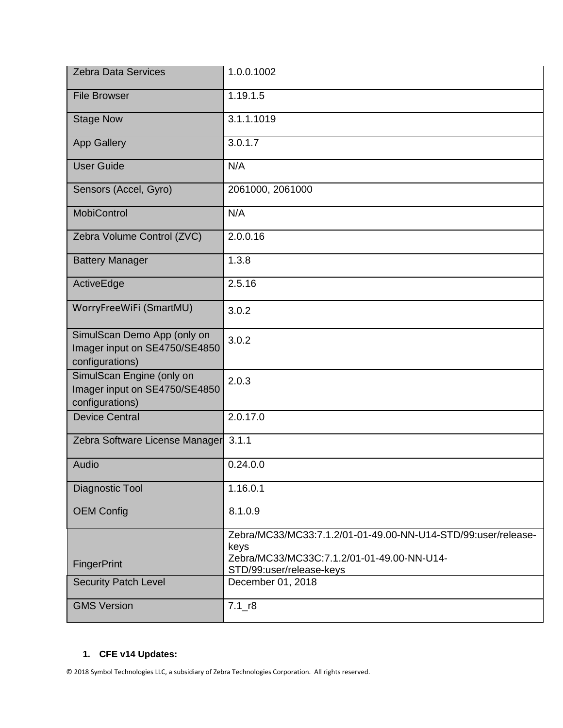| | |
|---|---|
| Zebra Data Services | 1.0.0.1002 |
| File Browser | 1.19.1.5 |
| Stage Now | 3.1.1.1019 |
| App Gallery | 3.0.1.7 |
| User Guide | N/A |
| Sensors (Accel, Gyro) | 2061000, 2061000 |
| MobiControl | N/A |
| Zebra Volume Control (ZVC) | 2.0.0.16 |
| Battery Manager | 1.3.8 |
| ActiveEdge | 2.5.16 |
| WorryFreeWiFi (SmartMU) | 3.0.2 |
| SimulScan Demo App (only on Imager input on SE4750/SE4850 configurations) | 3.0.2 |
| SimulScan Engine (only on Imager input on SE4750/SE4850 configurations) | 2.0.3 |
| Device Central | 2.0.17.0 |
| Zebra Software License Manager | 3.1.1 |
| Audio | 0.24.0.0 |
| Diagnostic Tool | 1.16.0.1 |
| OEM Config | 8.1.0.9 |
| FingerPrint | Zebra/MC33/MC33:7.1.2/01-01-49.00-NN-U14-STD/99:user/release-keys<br>Zebra/MC33/MC33C:7.1.2/01-01-49.00-NN-U14-STD/99:user/release-keys |
| Security Patch Level | December 01, 2018 |
| GMS Version | 7.1_r8 |

1. **CFE v14 Updates:**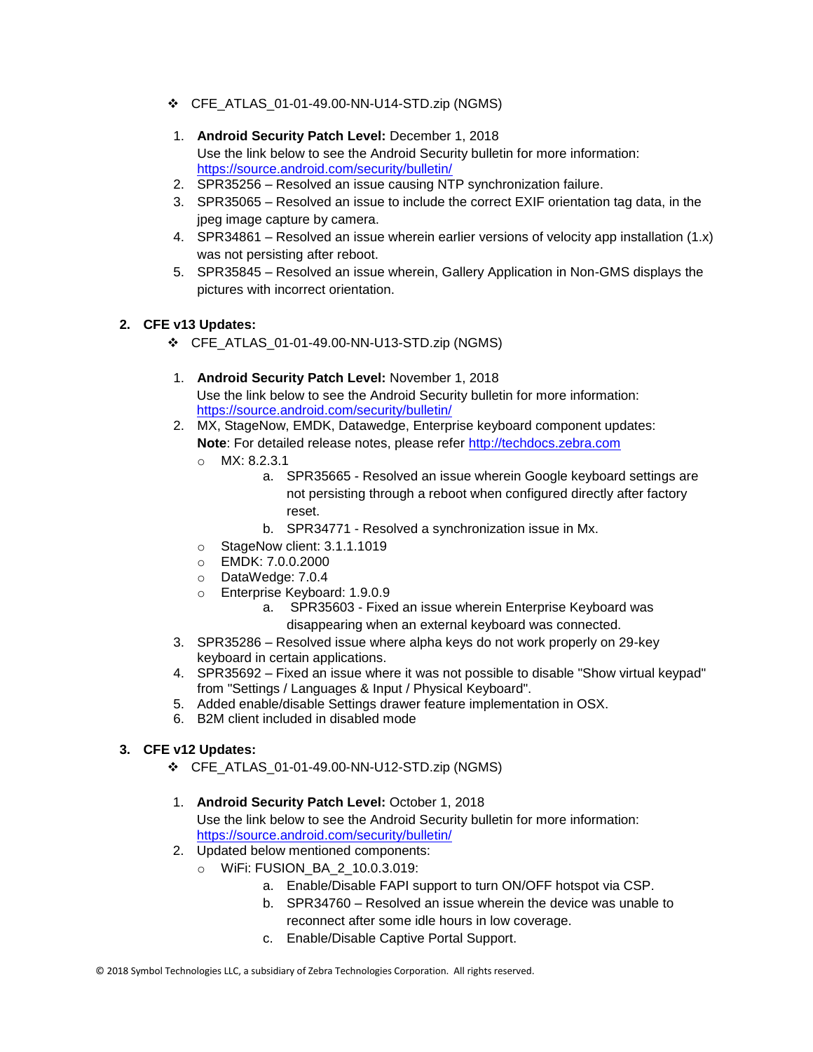- CFE_ATLAS_01-01-49.00-NN-U14-STD.zip (NGMS)

1. **Android Security Patch Level:** December 1, 2018
   Use the link below to see the Android Security bulletin for more information: [https://source.android.com/security/bulletin/](https://source.android.com/security/bulletin/)
2. SPR35256 – Resolved an issue causing NTP synchronization failure.
3. SPR35065 – Resolved an issue to include the correct EXIF orientation tag data, in the jpeg image capture by camera.
4. SPR34861 – Resolved an issue wherein earlier versions of velocity app installation (1.x) was not persisting after reboot.
5. SPR35845 – Resolved an issue wherein, Gallery Application in Non-GMS displays the pictures with incorrect orientation.

## 2. CFE v13 Updates:

- CFE_ATLAS_01-01-49.00-NN-U13-STD.zip (NGMS)

1. **Android Security Patch Level:** November 1, 2018
   Use the link below to see the Android Security bulletin for more information: [https://source.android.com/security/bulletin/](https://source.android.com/security/bulletin/)
2. MX, StageNow, EMDK, Datawedge, Enterprise keyboard component updates:
   **Note**: For detailed release notes, please refer [http://techdocs.zebra.com](http://techdocs.zebra.com)
   - MX: 8.2.3.1
     a. SPR35665 - Resolved an issue wherein Google keyboard settings are not persisting through a reboot when configured directly after factory reset.
     b. SPR34771 - Resolved a synchronization issue in Mx.
   - StageNow client: 3.1.1.1019
   - EMDK: 7.0.0.2000
   - DataWedge: 7.0.4
   - Enterprise Keyboard: 1.9.0.9
     a. SPR35603 - Fixed an issue wherein Enterprise Keyboard was disappearing when an external keyboard was connected.
3. SPR35286 – Resolved issue where alpha keys do not work properly on 29-key keyboard in certain applications.
4. SPR35692 – Fixed an issue where it was not possible to disable "Show virtual keypad" from "Settings / Languages & Input / Physical Keyboard".
5. Added enable/disable Settings drawer feature implementation in OSX.
6. B2M client included in disabled mode

## 3. CFE v12 Updates:

- CFE_ATLAS_01-01-49.00-NN-U12-STD.zip (NGMS)

1. **Android Security Patch Level:** October 1, 2018
   Use the link below to see the Android Security bulletin for more information: [https://source.android.com/security/bulletin/](https://source.android.com/security/bulletin/)
2. Updated below mentioned components:
   - WiFi: FUSION_BA_2_10.0.3.019:
     a. Enable/Disable FAPI support to turn ON/OFF hotspot via CSP.
     b. SPR34760 – Resolved an issue wherein the device was unable to reconnect after some idle hours in low coverage.
     c. Enable/Disable Captive Portal Support.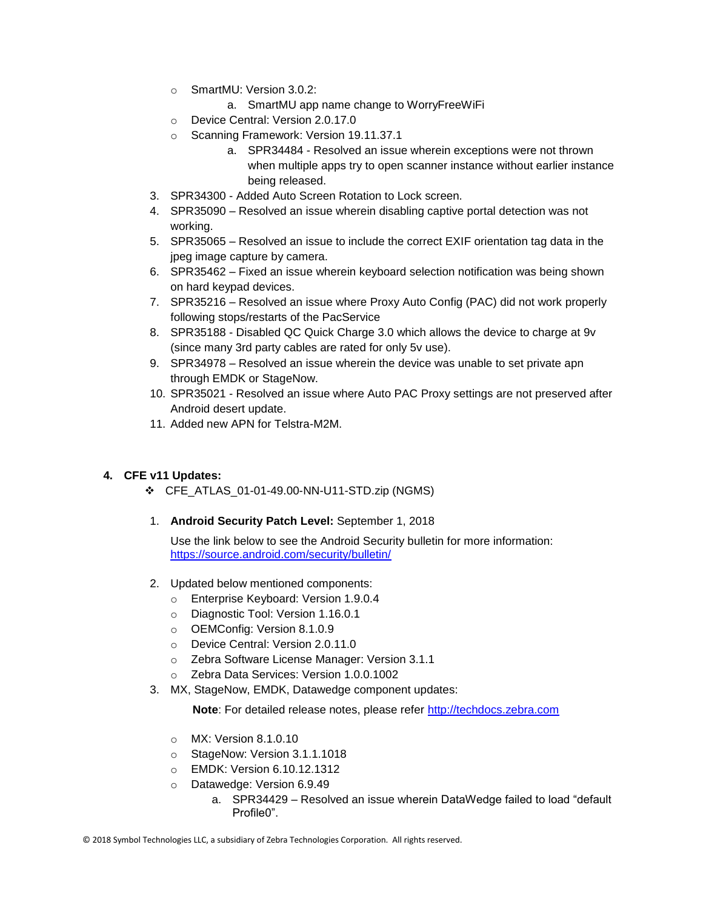- SmartMU: Version 3.0.2:
    a. SmartMU app name change to WorryFreeWiFi
- Device Central: Version 2.0.17.0
- Scanning Framework: Version 19.11.37.1
    a. SPR34484 - Resolved an issue wherein exceptions were not thrown when multiple apps try to open scanner instance without earlier instance being released.

3. SPR34300 - Added Auto Screen Rotation to Lock screen.
4. SPR35090 – Resolved an issue wherein disabling captive portal detection was not working.
5. SPR35065 – Resolved an issue to include the correct EXIF orientation tag data in the jpeg image capture by camera.
6. SPR35462 – Fixed an issue wherein keyboard selection notification was being shown on hard keypad devices.
7. SPR35216 – Resolved an issue where Proxy Auto Config (PAC) did not work properly following stops/restarts of the PacService
8. SPR35188 - Disabled QC Quick Charge 3.0 which allows the device to charge at 9v (since many 3rd party cables are rated for only 5v use).
9. SPR34978 – Resolved an issue wherein the device was unable to set private apn through EMDK or StageNow.
10. SPR35021 - Resolved an issue where Auto PAC Proxy settings are not preserved after Android desert update.
11. Added new APN for Telstra-M2M.

**4. CFE v11 Updates:**

- CFE_ATLAS_01-01-49.00-NN-U11-STD.zip (NGMS)

1. **Android Security Patch Level:** September 1, 2018

   Use the link below to see the Android Security bulletin for more information: https://source.android.com/security/bulletin/

2. Updated below mentioned components:
    - Enterprise Keyboard: Version 1.9.0.4
    - Diagnostic Tool: Version 1.16.0.1
    - OEMConfig: Version 8.1.0.9
    - Device Central: Version 2.0.11.0
    - Zebra Software License Manager: Version 3.1.1
    - Zebra Data Services: Version 1.0.0.1002
3. MX, StageNow, EMDK, Datawedge component updates:

   **Note**: For detailed release notes, please refer http://techdocs.zebra.com

    - MX: Version 8.1.0.10
    - StageNow: Version 3.1.1.1018
    - EMDK: Version 6.10.12.1312
    - Datawedge: Version 6.9.49
        a. SPR34429 – Resolved an issue wherein DataWedge failed to load "default Profile0".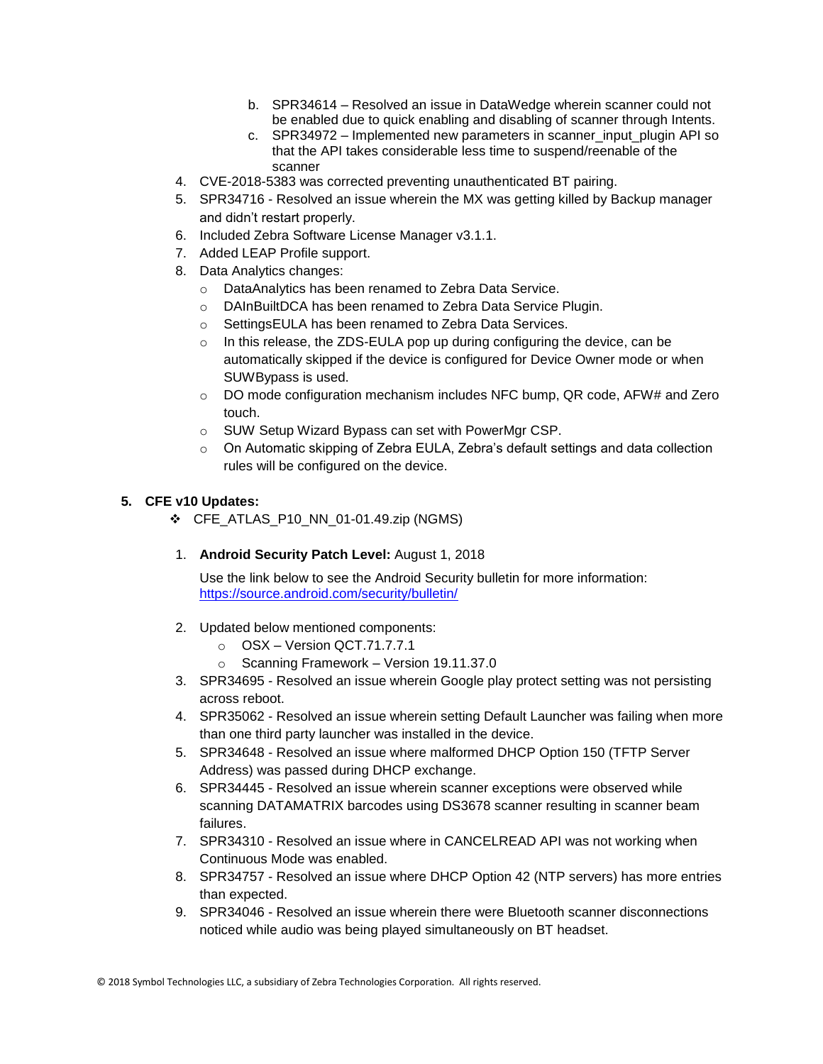b. SPR34614 – Resolved an issue in DataWedge wherein scanner could not be enabled due to quick enabling and disabling of scanner through Intents.
   c. SPR34972 – Implemented new parameters in scanner_input_plugin API so that the API takes considerable less time to suspend/reenable of the scanner

4. CVE-2018-5383 was corrected preventing unauthenticated BT pairing.
5. SPR34716 - Resolved an issue wherein the MX was getting killed by Backup manager and didn't restart properly.
6. Included Zebra Software License Manager v3.1.1.
7. Added LEAP Profile support.
8. Data Analytics changes:
   - DataAnalytics has been renamed to Zebra Data Service.
   - DAInBuiltDCA has been renamed to Zebra Data Service Plugin.
   - SettingsEULA has been renamed to Zebra Data Services.
   - In this release, the ZDS-EULA pop up during configuring the device, can be automatically skipped if the device is configured for Device Owner mode or when SUWBypass is used.
   - DO mode configuration mechanism includes NFC bump, QR code, AFW# and Zero touch.
   - SUW Setup Wizard Bypass can set with PowerMgr CSP.
   - On Automatic skipping of Zebra EULA, Zebra's default settings and data collection rules will be configured on the device.

**5. CFE v10 Updates:**

❖ CFE_ATLAS_P10_NN_01-01.49.zip (NGMS)

1. **Android Security Patch Level:** August 1, 2018

   Use the link below to see the Android Security bulletin for more information: https://source.android.com/security/bulletin/

2. Updated below mentioned components:
   - OSX – Version QCT.71.7.7.1
   - Scanning Framework – Version 19.11.37.0
3. SPR34695 - Resolved an issue wherein Google play protect setting was not persisting across reboot.
4. SPR35062 - Resolved an issue wherein setting Default Launcher was failing when more than one third party launcher was installed in the device.
5. SPR34648 - Resolved an issue where malformed DHCP Option 150 (TFTP Server Address) was passed during DHCP exchange.
6. SPR34445 - Resolved an issue wherein scanner exceptions were observed while scanning DATAMATRIX barcodes using DS3678 scanner resulting in scanner beam failures.
7. SPR34310 - Resolved an issue where in CANCELREAD API was not working when Continuous Mode was enabled.
8. SPR34757 - Resolved an issue where DHCP Option 42 (NTP servers) has more entries than expected.
9. SPR34046 - Resolved an issue wherein there were Bluetooth scanner disconnections noticed while audio was being played simultaneously on BT headset.

© 2018 Symbol Technologies LLC, a subsidiary of Zebra Technologies Corporation. All rights reserved.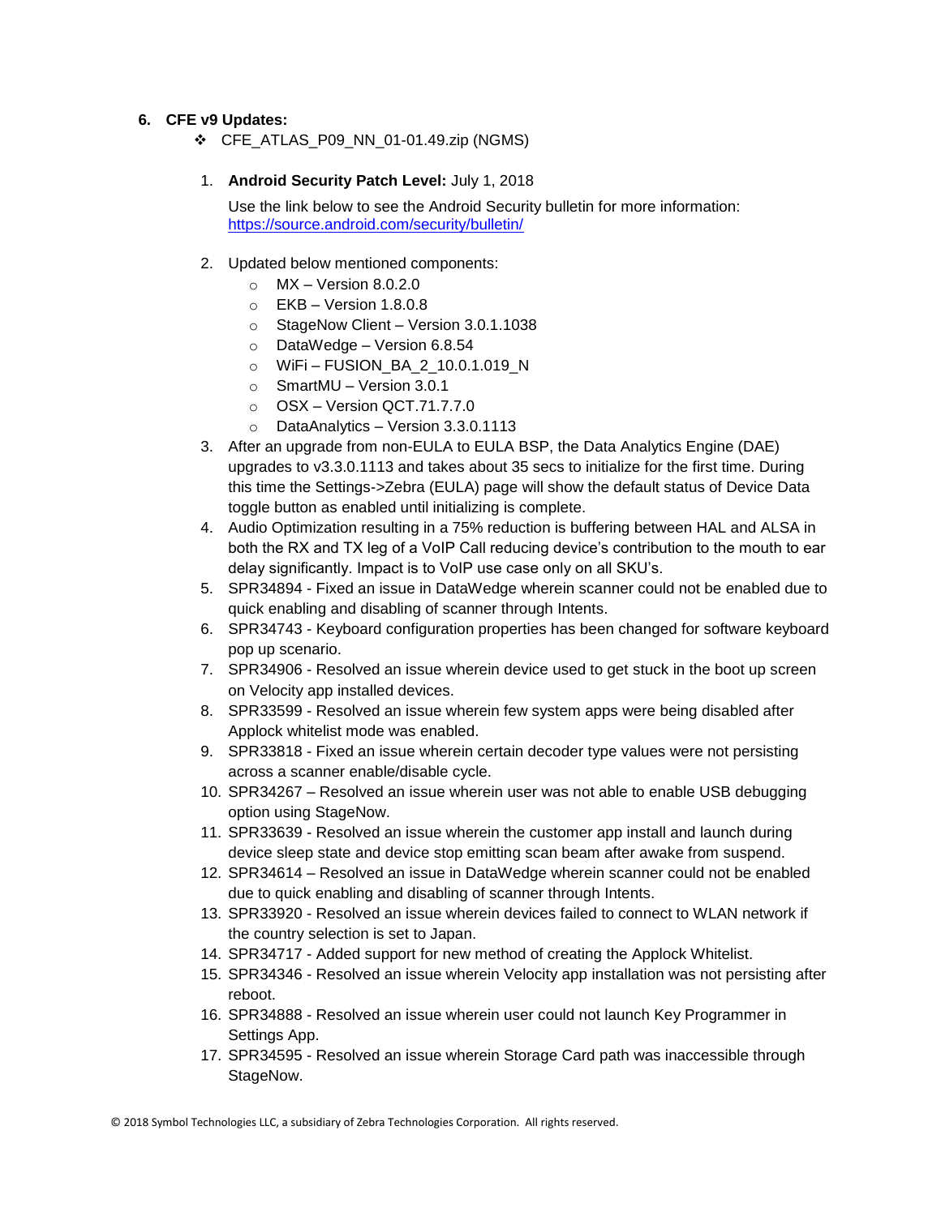## 6. CFE v9 Updates:

- CFE_ATLAS_P09_NN_01-01.49.zip (NGMS)

1. **Android Security Patch Level:** July 1, 2018

   Use the link below to see the Android Security bulletin for more information: [https://source.android.com/security/bulletin/](https://source.android.com/security/bulletin/)

2. Updated below mentioned components:
   - MX – Version 8.0.2.0
   - EKB – Version 1.8.0.8
   - StageNow Client – Version 3.0.1.1038
   - DataWedge – Version 6.8.54
   - WiFi – FUSION_BA_2_10.0.1.019_N
   - SmartMU – Version 3.0.1
   - OSX – Version QCT.71.7.7.0
   - DataAnalytics – Version 3.3.0.1113
3. After an upgrade from non-EULA to EULA BSP, the Data Analytics Engine (DAE) upgrades to v3.3.0.1113 and takes about 35 secs to initialize for the first time. During this time the Settings->Zebra (EULA) page will show the default status of Device Data toggle button as enabled until initializing is complete.
4. Audio Optimization resulting in a 75% reduction is buffering between HAL and ALSA in both the RX and TX leg of a VoIP Call reducing device's contribution to the mouth to ear delay significantly. Impact is to VoIP use case only on all SKU's.
5. SPR34894 - Fixed an issue in DataWedge wherein scanner could not be enabled due to quick enabling and disabling of scanner through Intents.
6. SPR34743 - Keyboard configuration properties has been changed for software keyboard pop up scenario.
7. SPR34906 - Resolved an issue wherein device used to get stuck in the boot up screen on Velocity app installed devices.
8. SPR33599 - Resolved an issue wherein few system apps were being disabled after Applock whitelist mode was enabled.
9. SPR33818 - Fixed an issue wherein certain decoder type values were not persisting across a scanner enable/disable cycle.
10. SPR34267 – Resolved an issue wherein user was not able to enable USB debugging option using StageNow.
11. SPR33639 - Resolved an issue wherein the customer app install and launch during device sleep state and device stop emitting scan beam after awake from suspend.
12. SPR34614 – Resolved an issue in DataWedge wherein scanner could not be enabled due to quick enabling and disabling of scanner through Intents.
13. SPR33920 - Resolved an issue wherein devices failed to connect to WLAN network if the country selection is set to Japan.
14. SPR34717 - Added support for new method of creating the Applock Whitelist.
15. SPR34346 - Resolved an issue wherein Velocity app installation was not persisting after reboot.
16. SPR34888 - Resolved an issue wherein user could not launch Key Programmer in Settings App.
17. SPR34595 - Resolved an issue wherein Storage Card path was inaccessible through StageNow.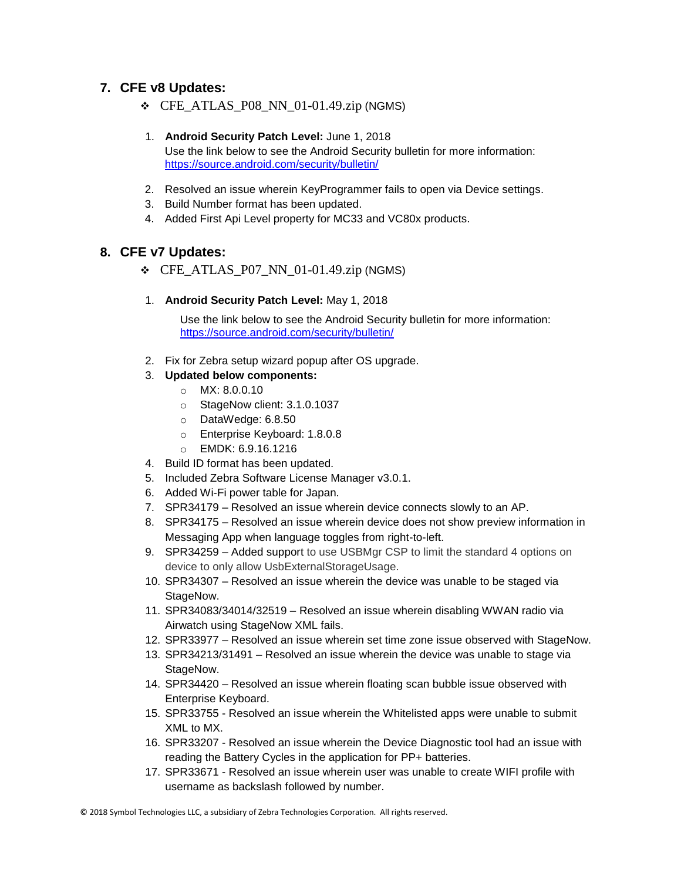## 7. CFE v8 Updates:

- ❖ CFE_ATLAS_P08_NN_01-01.49.zip (NGMS)

1. **Android Security Patch Level:** June 1, 2018
   Use the link below to see the Android Security bulletin for more information: https://source.android.com/security/bulletin/
2. Resolved an issue wherein KeyProgrammer fails to open via Device settings.
3. Build Number format has been updated.
4. Added First Api Level property for MC33 and VC80x products.

## 8. CFE v7 Updates:

- ❖ CFE_ATLAS_P07_NN_01-01.49.zip (NGMS)

1. **Android Security Patch Level:** May 1, 2018

   Use the link below to see the Android Security bulletin for more information: https://source.android.com/security/bulletin/
2. Fix for Zebra setup wizard popup after OS upgrade.
3. **Updated below components:**
   - MX: 8.0.0.10
   - StageNow client: 3.1.0.1037
   - DataWedge: 6.8.50
   - Enterprise Keyboard: 1.8.0.8
   - EMDK: 6.9.16.1216
4. Build ID format has been updated.
5. Included Zebra Software License Manager v3.0.1.
6. Added Wi-Fi power table for Japan.
7. SPR34179 – Resolved an issue wherein device connects slowly to an AP.
8. SPR34175 – Resolved an issue wherein device does not show preview information in Messaging App when language toggles from right-to-left.
9. SPR34259 – Added support to use USBMgr CSP to limit the standard 4 options on device to only allow UsbExternalStorageUsage.
10. SPR34307 – Resolved an issue wherein the device was unable to be staged via StageNow.
11. SPR34083/34014/32519 – Resolved an issue wherein disabling WWAN radio via Airwatch using StageNow XML fails.
12. SPR33977 – Resolved an issue wherein set time zone issue observed with StageNow.
13. SPR34213/31491 – Resolved an issue wherein the device was unable to stage via StageNow.
14. SPR34420 – Resolved an issue wherein floating scan bubble issue observed with Enterprise Keyboard.
15. SPR33755 - Resolved an issue wherein the Whitelisted apps were unable to submit XML to MX.
16. SPR33207 - Resolved an issue wherein the Device Diagnostic tool had an issue with reading the Battery Cycles in the application for PP+ batteries.
17. SPR33671 - Resolved an issue wherein user was unable to create WIFI profile with username as backslash followed by number.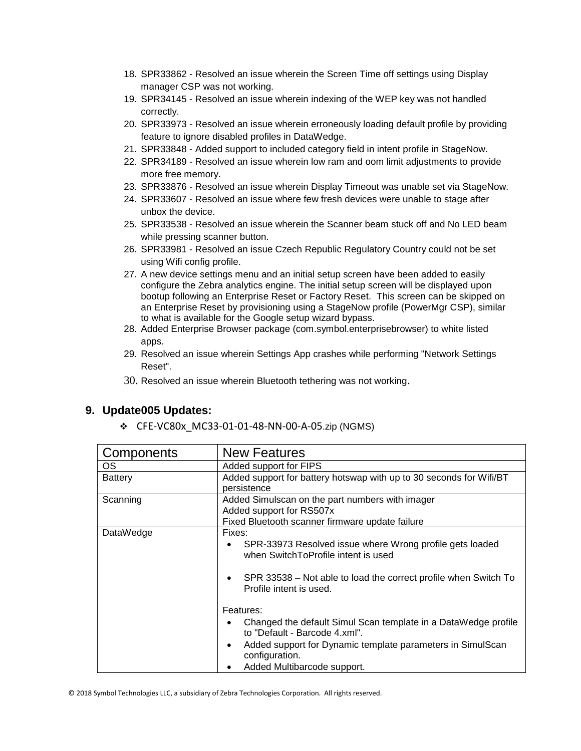18. SPR33862 - Resolved an issue wherein the Screen Time off settings using Display manager CSP was not working.
19. SPR34145 - Resolved an issue wherein indexing of the WEP key was not handled correctly.
20. SPR33973 - Resolved an issue wherein erroneously loading default profile by providing feature to ignore disabled profiles in DataWedge.
21. SPR33848 - Added support to included category field in intent profile in StageNow.
22. SPR34189 - Resolved an issue wherein low ram and oom limit adjustments to provide more free memory.
23. SPR33876 - Resolved an issue wherein Display Timeout was unable set via StageNow.
24. SPR33607 - Resolved an issue where few fresh devices were unable to stage after unbox the device.
25. SPR33538 - Resolved an issue wherein the Scanner beam stuck off and No LED beam while pressing scanner button.
26. SPR33981 - Resolved an issue Czech Republic Regulatory Country could not be set using Wifi config profile.
27. A new device settings menu and an initial setup screen have been added to easily configure the Zebra analytics engine. The initial setup screen will be displayed upon bootup following an Enterprise Reset or Factory Reset. This screen can be skipped on an Enterprise Reset by provisioning using a StageNow profile (PowerMgr CSP), similar to what is available for the Google setup wizard bypass.
28. Added Enterprise Browser package (com.symbol.enterprisebrowser) to white listed apps.
29. Resolved an issue wherein Settings App crashes while performing "Network Settings Reset".
30. Resolved an issue wherein Bluetooth tethering was not working.

## 9. Update005 Updates:

- CFE-VC80x_MC33-01-01-48-NN-00-A-05.zip (NGMS)

| Components | New Features |
|---|---|
| OS | Added support for FIPS |
| Battery | Added support for battery hotswap with up to 30 seconds for Wifi/BT persistence |
| Scanning | Added Simulscan on the part numbers with imager<br>Added support for RS507x<br>Fixed Bluetooth scanner firmware update failure |
| DataWedge | Fixes:<br>• SPR-33973 Resolved issue where Wrong profile gets loaded when SwitchToProfile intent is used<br>• SPR 33538 – Not able to load the correct profile when Switch To Profile intent is used.<br><br>Features:<br>• Changed the default Simul Scan template in a DataWedge profile to "Default - Barcode 4.xml".<br>• Added support for Dynamic template parameters in SimulScan configuration.<br>• Added Multibarcode support. |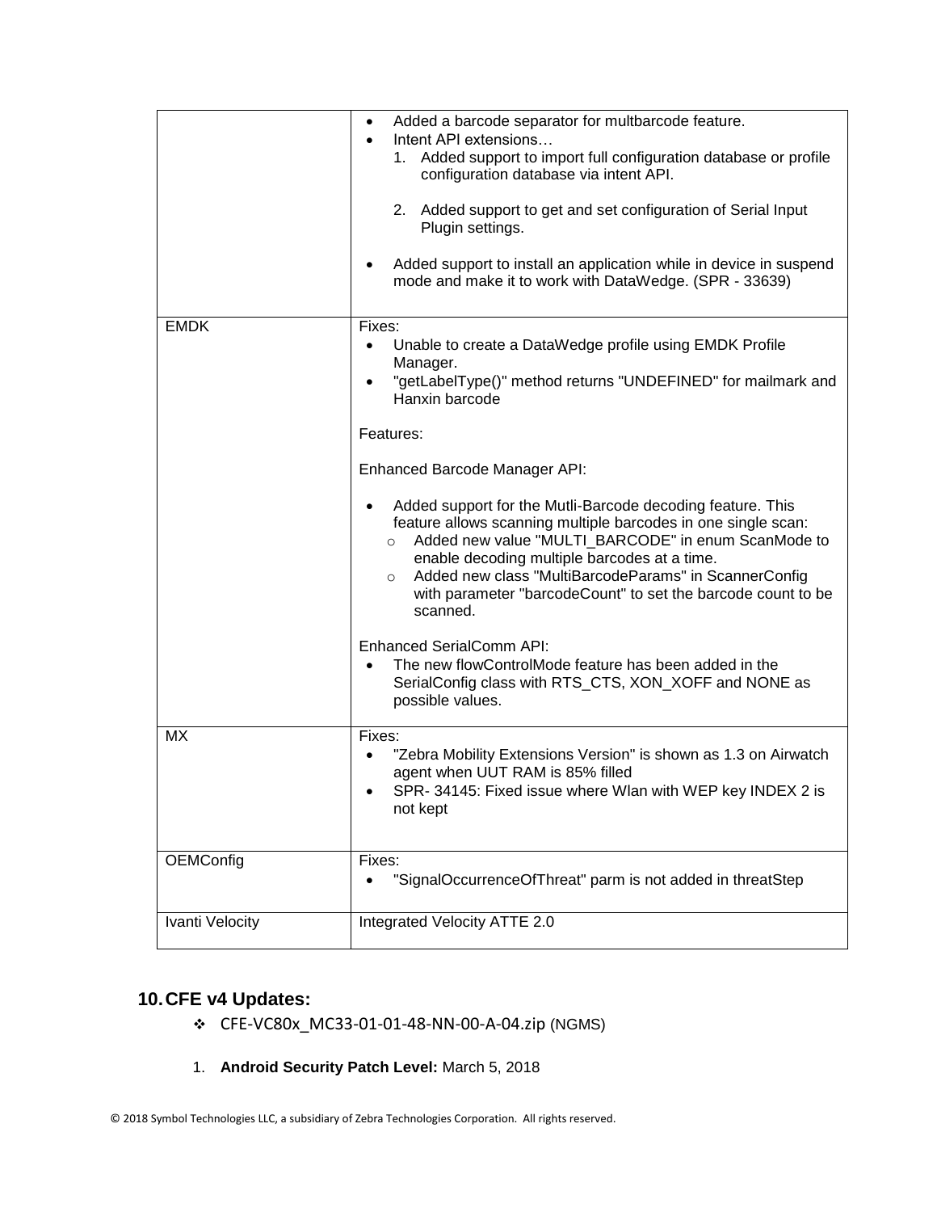| | |
|---|---|
| | • Added a barcode separator for multbarcode feature.<br>• Intent API extensions…<br>1. Added support to import full configuration database or profile configuration database via intent API.<br><br>2. Added support to get and set configuration of Serial Input Plugin settings.<br><br>• Added support to install an application while in device in suspend mode and make it to work with DataWedge. (SPR - 33639) |
| EMDK | Fixes:<br>• Unable to create a DataWedge profile using EMDK Profile Manager.<br>• "getLabelType()" method returns "UNDEFINED" for mailmark and Hanxin barcode<br><br>Features:<br><br>Enhanced Barcode Manager API:<br><br>• Added support for the Mutli-Barcode decoding feature. This feature allows scanning multiple barcodes in one single scan:<br>o Added new value "MULTI_BARCODE" in enum ScanMode to enable decoding multiple barcodes at a time.<br>o Added new class "MultiBarcodeParams" in ScannerConfig with parameter "barcodeCount" to set the barcode count to be scanned.<br><br>Enhanced SerialComm API:<br>• The new flowControlMode feature has been added in the SerialConfig class with RTS_CTS, XON_XOFF and NONE as possible values. |
| MX | Fixes:<br>• "Zebra Mobility Extensions Version" is shown as 1.3 on Airwatch agent when UUT RAM is 85% filled<br>• SPR- 34145: Fixed issue where Wlan with WEP key INDEX 2 is not kept |
| OEMConfig | Fixes:<br>• "SignalOccurrenceOfThreat" parm is not added in threatStep |
| Ivanti Velocity | Integrated Velocity ATTE 2.0 |

## 10. CFE v4 Updates:

- CFE-VC80x_MC33-01-01-48-NN-00-A-04.zip (NGMS)

1. **Android Security Patch Level:** March 5, 2018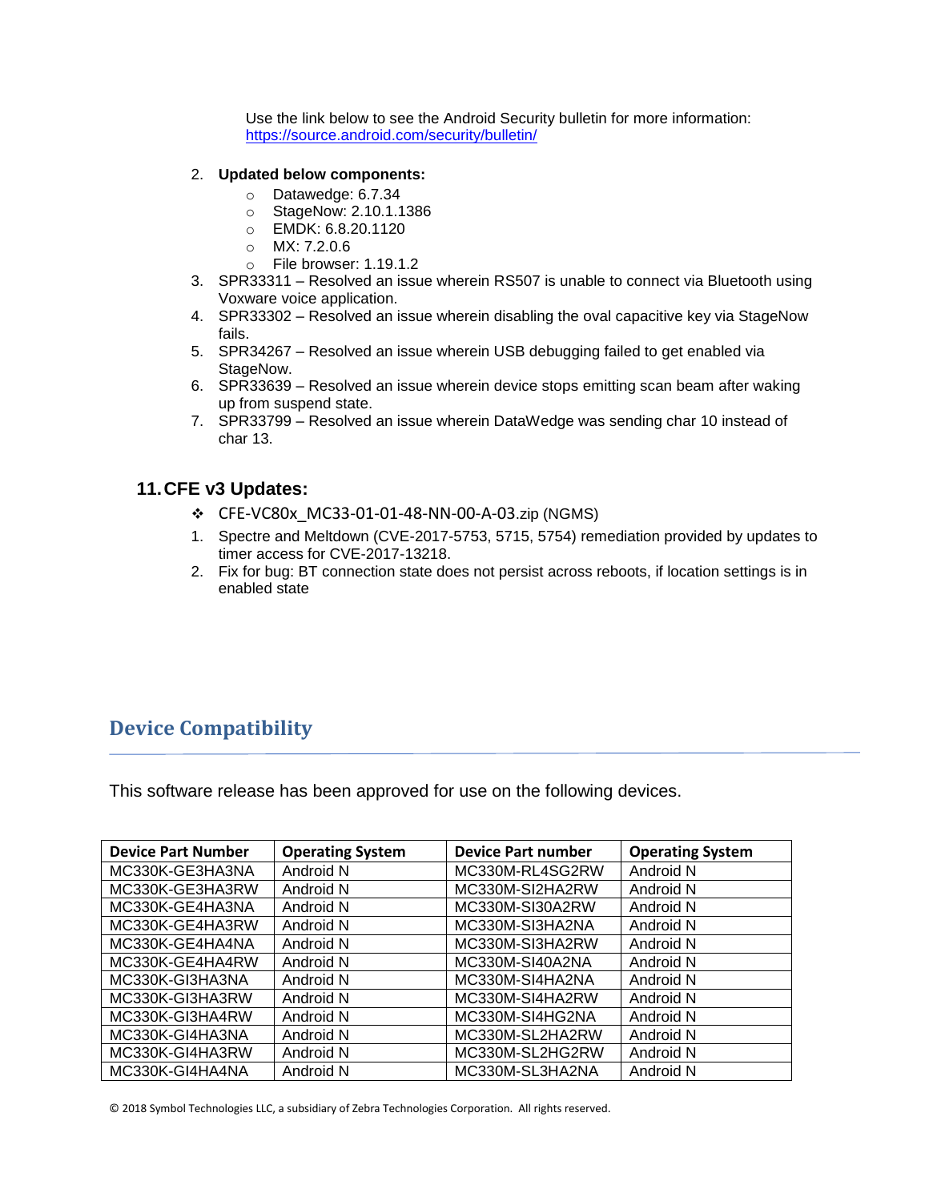Use the link below to see the Android Security bulletin for more information: https://source.android.com/security/bulletin/

2. **Updated below components:**
   - Datawedge: 6.7.34
   - StageNow: 2.10.1.1386
   - EMDK: 6.8.20.1120
   - MX: 7.2.0.6
   - File browser: 1.19.1.2
3. SPR33311 – Resolved an issue wherein RS507 is unable to connect via Bluetooth using Voxware voice application.
4. SPR33302 – Resolved an issue wherein disabling the oval capacitive key via StageNow fails.
5. SPR34267 – Resolved an issue wherein USB debugging failed to get enabled via StageNow.
6. SPR33639 – Resolved an issue wherein device stops emitting scan beam after waking up from suspend state.
7. SPR33799 – Resolved an issue wherein DataWedge was sending char 10 instead of char 13.

### 11. CFE v3 Updates:

- CFE-VC80x_MC33-01-01-48-NN-00-A-03.zip (NGMS)

1. Spectre and Meltdown (CVE-2017-5753, 5715, 5754) remediation provided by updates to timer access for CVE-2017-13218.
2. Fix for bug: BT connection state does not persist across reboots, if location settings is in enabled state

## Device Compatibility

This software release has been approved for use on the following devices.

| Device Part Number | Operating System | Device Part number | Operating System |
|---|---|---|---|
| MC330K-GE3HA3NA | Android N | MC330M-RL4SG2RW | Android N |
| MC330K-GE3HA3RW | Android N | MC330M-SI2HA2RW | Android N |
| MC330K-GE4HA3NA | Android N | MC330M-SI30A2RW | Android N |
| MC330K-GE4HA3RW | Android N | MC330M-SI3HA2NA | Android N |
| MC330K-GE4HA4NA | Android N | MC330M-SI3HA2RW | Android N |
| MC330K-GE4HA4RW | Android N | MC330M-SI40A2NA | Android N |
| MC330K-GI3HA3NA | Android N | MC330M-SI4HA2NA | Android N |
| MC330K-GI3HA3RW | Android N | MC330M-SI4HA2RW | Android N |
| MC330K-GI3HA4RW | Android N | MC330M-SI4HG2NA | Android N |
| MC330K-GI4HA3NA | Android N | MC330M-SL2HA2RW | Android N |
| MC330K-GI4HA3RW | Android N | MC330M-SL2HG2RW | Android N |
| MC330K-GI4HA4NA | Android N | MC330M-SL3HA2NA | Android N |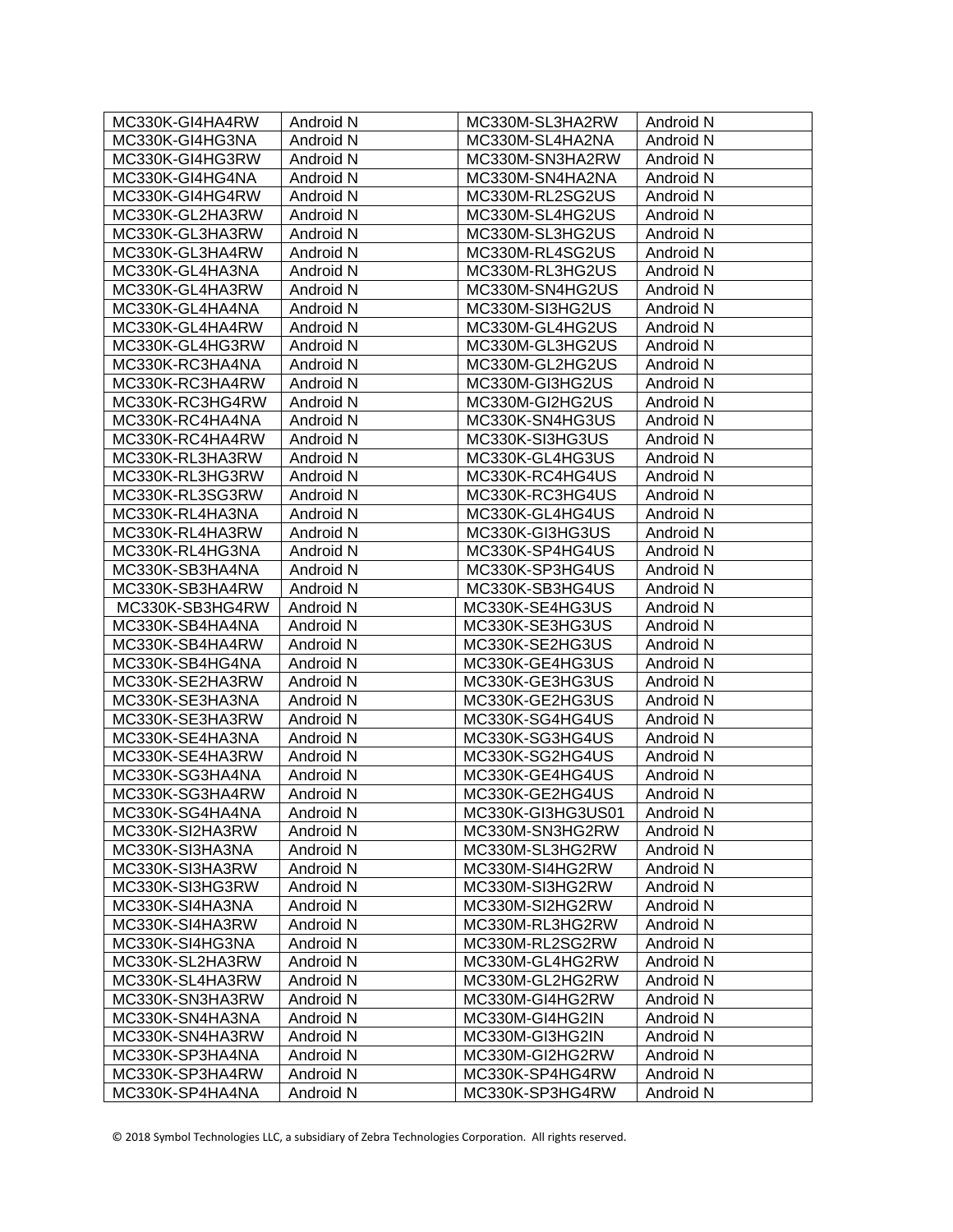| MC330K-GI4HA4RW | Android N | MC330M-SL3HA2RW | Android N |
|---|---|---|---|
| MC330K-GI4HG3NA | Android N | MC330M-SL4HA2NA | Android N |
| MC330K-GI4HG3RW | Android N | MC330M-SN3HA2RW | Android N |
| MC330K-GI4HG4NA | Android N | MC330M-SN4HA2NA | Android N |
| MC330K-GI4HG4RW | Android N | MC330M-RL2SG2US | Android N |
| MC330K-GL2HA3RW | Android N | MC330M-SL4HG2US | Android N |
| MC330K-GL3HA3RW | Android N | MC330M-SL3HG2US | Android N |
| MC330K-GL3HA4RW | Android N | MC330M-RL4SG2US | Android N |
| MC330K-GL4HA3NA | Android N | MC330M-RL3HG2US | Android N |
| MC330K-GL4HA3RW | Android N | MC330M-SN4HG2US | Android N |
| MC330K-GL4HA4NA | Android N | MC330M-SI3HG2US | Android N |
| MC330K-GL4HA4RW | Android N | MC330M-GL4HG2US | Android N |
| MC330K-GL4HG3RW | Android N | MC330M-GL3HG2US | Android N |
| MC330K-RC3HA4NA | Android N | MC330M-GL2HG2US | Android N |
| MC330K-RC3HA4RW | Android N | MC330M-GI3HG2US | Android N |
| MC330K-RC3HG4RW | Android N | MC330M-GI2HG2US | Android N |
| MC330K-RC4HA4NA | Android N | MC330K-SN4HG3US | Android N |
| MC330K-RC4HA4RW | Android N | MC330K-SI3HG3US | Android N |
| MC330K-RL3HA3RW | Android N | MC330K-GL4HG3US | Android N |
| MC330K-RL3HG3RW | Android N | MC330K-RC4HG4US | Android N |
| MC330K-RL3SG3RW | Android N | MC330K-RC3HG4US | Android N |
| MC330K-RL4HA3NA | Android N | MC330K-GL4HG4US | Android N |
| MC330K-RL4HA3RW | Android N | MC330K-GI3HG3US | Android N |
| MC330K-RL4HG3NA | Android N | MC330K-SP4HG4US | Android N |
| MC330K-SB3HA4NA | Android N | MC330K-SP3HG4US | Android N |
| MC330K-SB3HA4RW | Android N | MC330K-SB3HG4US | Android N |
| MC330K-SB3HG4RW | Android N | MC330K-SE4HG3US | Android N |
| MC330K-SB4HA4NA | Android N | MC330K-SE3HG3US | Android N |
| MC330K-SB4HA4RW | Android N | MC330K-SE2HG3US | Android N |
| MC330K-SB4HG4NA | Android N | MC330K-GE4HG3US | Android N |
| MC330K-SE2HA3RW | Android N | MC330K-GE3HG3US | Android N |
| MC330K-SE3HA3NA | Android N | MC330K-GE2HG3US | Android N |
| MC330K-SE3HA3RW | Android N | MC330K-SG4HG4US | Android N |
| MC330K-SE4HA3NA | Android N | MC330K-SG3HG4US | Android N |
| MC330K-SE4HA3RW | Android N | MC330K-SG2HG4US | Android N |
| MC330K-SG3HA4NA | Android N | MC330K-GE4HG4US | Android N |
| MC330K-SG3HA4RW | Android N | MC330K-GE2HG4US | Android N |
| MC330K-SG4HA4NA | Android N | MC330K-GI3HG3US01 | Android N |
| MC330K-SI2HA3RW | Android N | MC330M-SN3HG2RW | Android N |
| MC330K-SI3HA3NA | Android N | MC330M-SL3HG2RW | Android N |
| MC330K-SI3HA3RW | Android N | MC330M-SI4HG2RW | Android N |
| MC330K-SI3HG3RW | Android N | MC330M-SI3HG2RW | Android N |
| MC330K-SI4HA3NA | Android N | MC330M-SI2HG2RW | Android N |
| MC330K-SI4HA3RW | Android N | MC330M-RL3HG2RW | Android N |
| MC330K-SI4HG3NA | Android N | MC330M-RL2SG2RW | Android N |
| MC330K-SL2HA3RW | Android N | MC330M-GL4HG2RW | Android N |
| MC330K-SL4HA3RW | Android N | MC330M-GL2HG2RW | Android N |
| MC330K-SN3HA3RW | Android N | MC330M-GI4HG2RW | Android N |
| MC330K-SN4HA3NA | Android N | MC330M-GI4HG2IN | Android N |
| MC330K-SN4HA3RW | Android N | MC330M-GI3HG2IN | Android N |
| MC330K-SP3HA4NA | Android N | MC330M-GI2HG2RW | Android N |
| MC330K-SP3HA4RW | Android N | MC330K-SP4HG4RW | Android N |
| MC330K-SP4HA4NA | Android N | MC330K-SP3HG4RW | Android N |

© 2018 Symbol Technologies LLC, a subsidiary of Zebra Technologies Corporation. All rights reserved.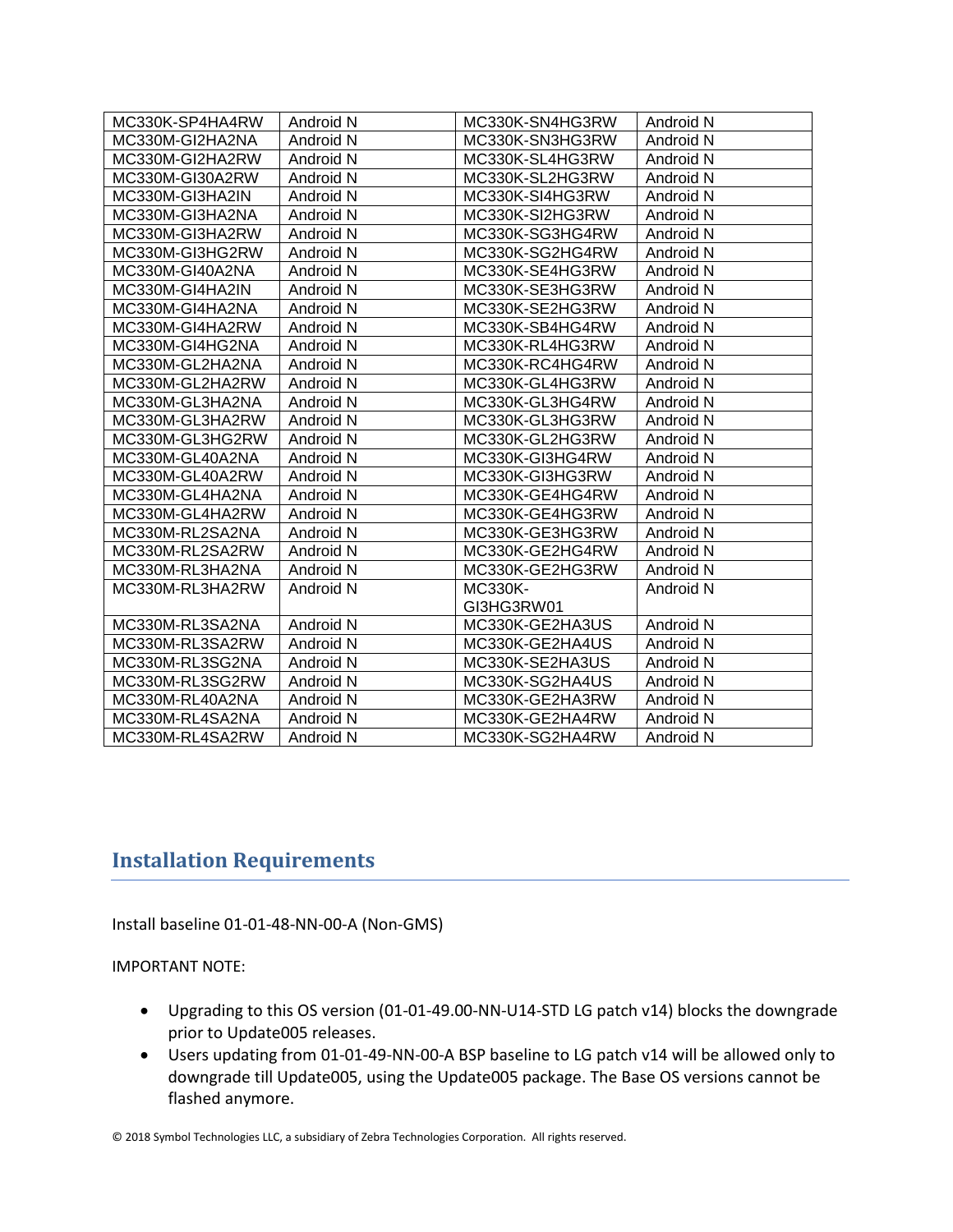| MC330K-SP4HA4RW | Android N | MC330K-SN4HG3RW | Android N |
|---|---|---|---|
| MC330M-GI2HA2NA | Android N | MC330K-SN3HG3RW | Android N |
| MC330M-GI2HA2RW | Android N | MC330K-SL4HG3RW | Android N |
| MC330M-GI30A2RW | Android N | MC330K-SL2HG3RW | Android N |
| MC330M-GI3HA2IN | Android N | MC330K-SI4HG3RW | Android N |
| MC330M-GI3HA2NA | Android N | MC330K-SI2HG3RW | Android N |
| MC330M-GI3HA2RW | Android N | MC330K-SG3HG4RW | Android N |
| MC330M-GI3HG2RW | Android N | MC330K-SG2HG4RW | Android N |
| MC330M-GI40A2NA | Android N | MC330K-SE4HG3RW | Android N |
| MC330M-GI4HA2IN | Android N | MC330K-SE3HG3RW | Android N |
| MC330M-GI4HA2NA | Android N | MC330K-SE2HG3RW | Android N |
| MC330M-GI4HA2RW | Android N | MC330K-SB4HG4RW | Android N |
| MC330M-GI4HG2NA | Android N | MC330K-RL4HG3RW | Android N |
| MC330M-GL2HA2NA | Android N | MC330K-RC4HG4RW | Android N |
| MC330M-GL2HA2RW | Android N | MC330K-GL4HG3RW | Android N |
| MC330M-GL3HA2NA | Android N | MC330K-GL3HG4RW | Android N |
| MC330M-GL3HA2RW | Android N | MC330K-GL3HG3RW | Android N |
| MC330M-GL3HG2RW | Android N | MC330K-GL2HG3RW | Android N |
| MC330M-GL40A2NA | Android N | MC330K-GI3HG4RW | Android N |
| MC330M-GL40A2RW | Android N | MC330K-GI3HG3RW | Android N |
| MC330M-GL4HA2NA | Android N | MC330K-GE4HG4RW | Android N |
| MC330M-GL4HA2RW | Android N | MC330K-GE4HG3RW | Android N |
| MC330M-RL2SA2NA | Android N | MC330K-GE3HG3RW | Android N |
| MC330M-RL2SA2RW | Android N | MC330K-GE2HG4RW | Android N |
| MC330M-RL3HA2NA | Android N | MC330K-GE2HG3RW | Android N |
| MC330M-RL3HA2RW | Android N | MC330K-GI3HG3RW01 | Android N |
| MC330M-RL3SA2NA | Android N | MC330K-GE2HA3US | Android N |
| MC330M-RL3SA2RW | Android N | MC330K-GE2HA4US | Android N |
| MC330M-RL3SG2NA | Android N | MC330K-SE2HA3US | Android N |
| MC330M-RL3SG2RW | Android N | MC330K-SG2HA4US | Android N |
| MC330M-RL40A2NA | Android N | MC330K-GE2HA3RW | Android N |
| MC330M-RL4SA2NA | Android N | MC330K-GE2HA4RW | Android N |
| MC330M-RL4SA2RW | Android N | MC330K-SG2HA4RW | Android N |

## Installation Requirements

Install baseline 01-01-48-NN-00-A (Non-GMS)

IMPORTANT NOTE:

- Upgrading to this OS version (01-01-49.00-NN-U14-STD LG patch v14) blocks the downgrade prior to Update005 releases.
- Users updating from 01-01-49-NN-00-A BSP baseline to LG patch v14 will be allowed only to downgrade till Update005, using the Update005 package. The Base OS versions cannot be flashed anymore.

© 2018 Symbol Technologies LLC, a subsidiary of Zebra Technologies Corporation. All rights reserved.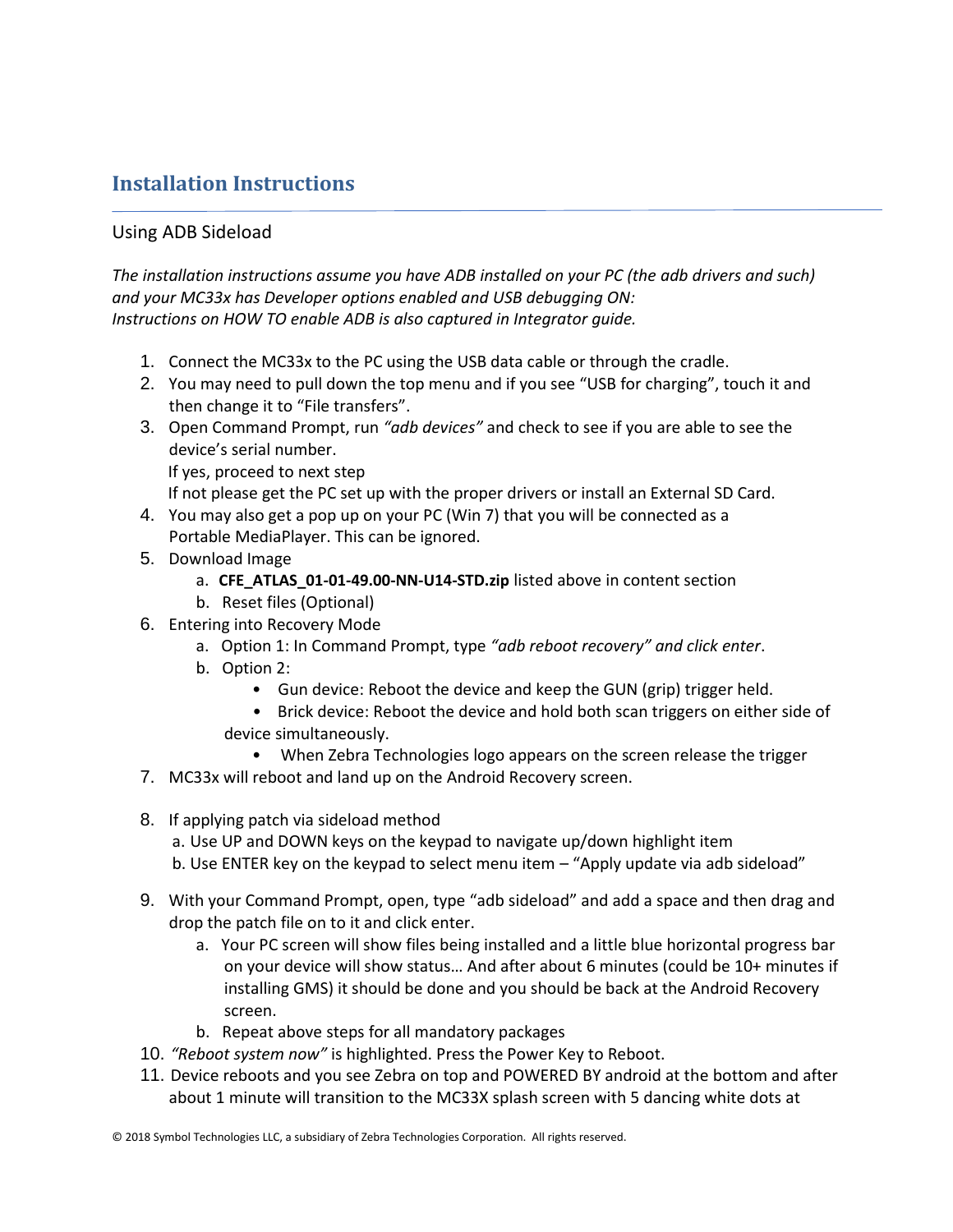## Installation Instructions

### Using ADB Sideload

*The installation instructions assume you have ADB installed on your PC (the adb drivers and such) and your MC33x has Developer options enabled and USB debugging ON:*
*Instructions on HOW TO enable ADB is also captured in Integrator guide.*

1. Connect the MC33x to the PC using the USB data cable or through the cradle.
2. You may need to pull down the top menu and if you see “USB for charging”, touch it and then change it to “File transfers”.
3. Open Command Prompt, run *“adb devices”* and check to see if you are able to see the device’s serial number.
   If yes, proceed to next step
   If not please get the PC set up with the proper drivers or install an External SD Card.
4. You may also get a pop up on your PC (Win 7) that you will be connected as a Portable MediaPlayer. This can be ignored.
5. Download Image
   a. **CFE_ATLAS_01-01-49.00-NN-U14-STD.zip** listed above in content section
   b. Reset files (Optional)
6. Entering into Recovery Mode
   a. Option 1: In Command Prompt, type *“adb reboot recovery” and click enter*.
   b. Option 2:
      - Gun device: Reboot the device and keep the GUN (grip) trigger held.
      - Brick device: Reboot the device and hold both scan triggers on either side of device simultaneously.
      - When Zebra Technologies logo appears on the screen release the trigger
7. MC33x will reboot and land up on the Android Recovery screen.
8. If applying patch via sideload method
   a. Use UP and DOWN keys on the keypad to navigate up/down highlight item
   b. Use ENTER key on the keypad to select menu item – “Apply update via adb sideload”
9. With your Command Prompt, open, type “adb sideload” and add a space and then drag and drop the patch file on to it and click enter.
   a. Your PC screen will show files being installed and a little blue horizontal progress bar on your device will show status… And after about 6 minutes (could be 10+ minutes if installing GMS) it should be done and you should be back at the Android Recovery screen.
   b. Repeat above steps for all mandatory packages
10. *“Reboot system now”* is highlighted. Press the Power Key to Reboot.
11. Device reboots and you see Zebra on top and POWERED BY android at the bottom and after about 1 minute will transition to the MC33X splash screen with 5 dancing white dots at

© 2018 Symbol Technologies LLC, a subsidiary of Zebra Technologies Corporation. All rights reserved.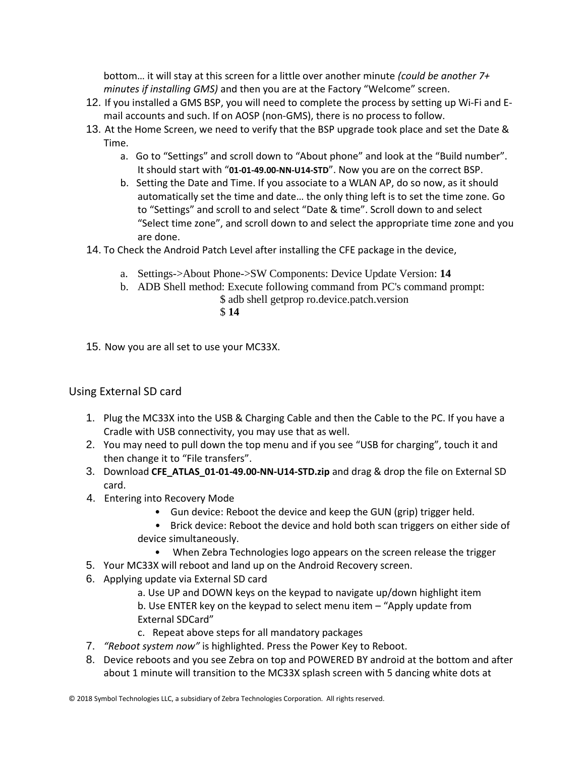bottom… it will stay at this screen for a little over another minute *(could be another 7+ minutes if installing GMS)* and then you are at the Factory “Welcome” screen.

12. If you installed a GMS BSP, you will need to complete the process by setting up Wi-Fi and E-mail accounts and such. If on AOSP (non-GMS), there is no process to follow.
13. At the Home Screen, we need to verify that the BSP upgrade took place and set the Date & Time.
    a. Go to “Settings” and scroll down to “About phone” and look at the “Build number”. It should start with “**01-01-49.00-NN-U14-STD**”. Now you are on the correct BSP.
    b. Setting the Date and Time. If you associate to a WLAN AP, do so now, as it should automatically set the time and date… the only thing left is to set the time zone. Go to “Settings” and scroll to and select “Date & time”. Scroll down to and select “Select time zone”, and scroll down to and select the appropriate time zone and you are done.
14. To Check the Android Patch Level after installing the CFE package in the device,
    a. Settings->About Phone->SW Components: Device Update Version: **14**
    b. ADB Shell method: Execute following command from PC's command prompt:

       $ adb shell getprop ro.device.patch.version

       $ **14**
15. Now you are all set to use your MC33X.

## Using External SD card

1. Plug the MC33X into the USB & Charging Cable and then the Cable to the PC. If you have a Cradle with USB connectivity, you may use that as well.
2. You may need to pull down the top menu and if you see “USB for charging”, touch it and then change it to “File transfers”.
3. Download **CFE_ATLAS_01-01-49.00-NN-U14-STD.zip** and drag & drop the file on External SD card.
4. Entering into Recovery Mode
    - Gun device: Reboot the device and keep the GUN (grip) trigger held.
    - Brick device: Reboot the device and hold both scan triggers on either side of device simultaneously.
    - When Zebra Technologies logo appears on the screen release the trigger
5. Your MC33X will reboot and land up on the Android Recovery screen.
6. Applying update via External SD card
    a. Use UP and DOWN keys on the keypad to navigate up/down highlight item
    b. Use ENTER key on the keypad to select menu item – “Apply update from External SDCard”
    c. Repeat above steps for all mandatory packages
7. *“Reboot system now”* is highlighted. Press the Power Key to Reboot.
8. Device reboots and you see Zebra on top and POWERED BY android at the bottom and after about 1 minute will transition to the MC33X splash screen with 5 dancing white dots at

© 2018 Symbol Technologies LLC, a subsidiary of Zebra Technologies Corporation. All rights reserved.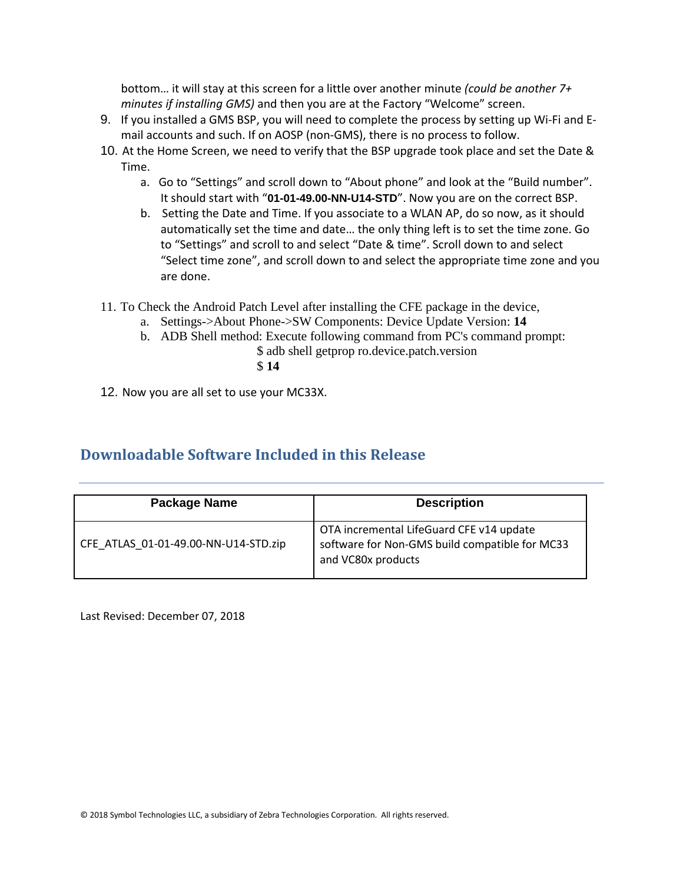bottom… it will stay at this screen for a little over another minute *(could be another 7+ minutes if installing GMS)* and then you are at the Factory "Welcome" screen.

9. If you installed a GMS BSP, you will need to complete the process by setting up Wi-Fi and E-mail accounts and such. If on AOSP (non-GMS), there is no process to follow.
10. At the Home Screen, we need to verify that the BSP upgrade took place and set the Date & Time.
    a. Go to "Settings" and scroll down to "About phone" and look at the "Build number". It should start with "**01-01-49.00-NN-U14-STD**". Now you are on the correct BSP.
    b. Setting the Date and Time. If you associate to a WLAN AP, do so now, as it should automatically set the time and date… the only thing left is to set the time zone. Go to "Settings" and scroll to and select "Date & time". Scroll down to and select "Select time zone", and scroll down to and select the appropriate time zone and you are done.

11. To Check the Android Patch Level after installing the CFE package in the device,
    a. Settings->About Phone->SW Components: Device Update Version: **14**
    b. ADB Shell method: Execute following command from PC's command prompt:
       $ adb shell getprop ro.device.patch.version
       $ **14**

12. Now you are all set to use your MC33X.

## Downloadable Software Included in this Release

| Package Name | Description |
|---|---|
| CFE_ATLAS_01-01-49.00-NN-U14-STD.zip | OTA incremental LifeGuard CFE v14 update software for Non-GMS build compatible for MC33 and VC80x products |

Last Revised: December 07, 2018

© 2018 Symbol Technologies LLC, a subsidiary of Zebra Technologies Corporation. All rights reserved.